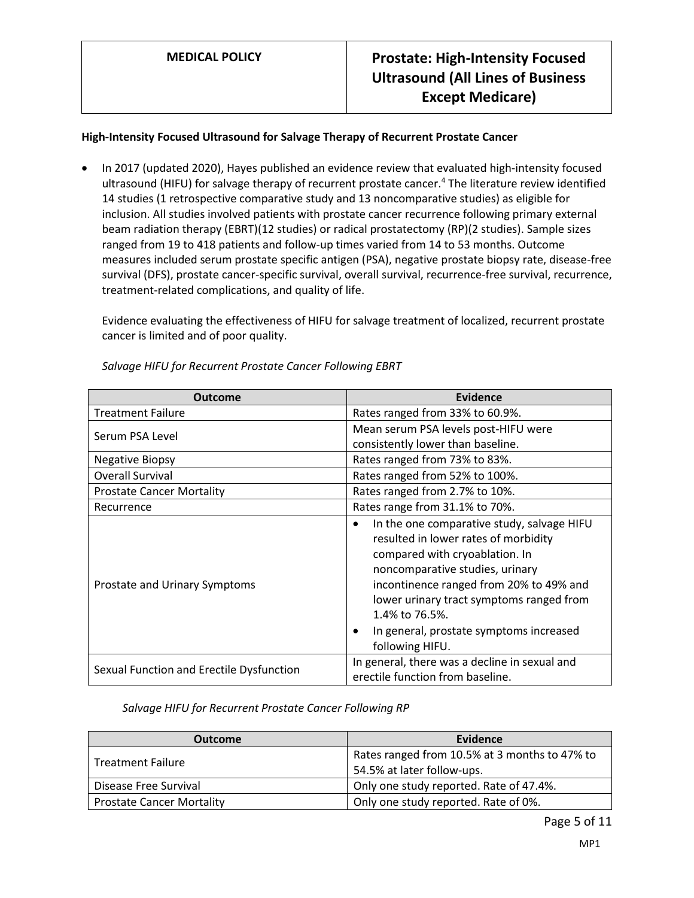**High-Intensity Focused Ultrasound for Salvage Therapy of Recurrent Prostate Cancer**

- In 2017 (updated 2020), Hayes published an evidence review that evaluated high-intensity focused ultrasound (HIFU) for salvage therapy of recurrent prostate cancer.[4] The literature review identified 14 studies (1 retrospective comparative study and 13 noncomparative studies) as eligible for inclusion. All studies involved patients with prostate cancer recurrence following primary external beam radiation therapy (EBRT)(12 studies) or radical prostatectomy (RP)(2 studies). Sample sizes ranged from 19 to 418 patients and follow-up times varied from 14 to 53 months. Outcome measures included serum prostate specific antigen (PSA), negative prostate biopsy rate, disease-free survival (DFS), prostate cancer-specific survival, overall survival, recurrence-free survival, recurrence, treatment-related complications, and quality of life.

  Evidence evaluating the effectiveness of HIFU for salvage treatment of localized, recurrent prostate cancer is limited and of poor quality.

  *Salvage HIFU for Recurrent Prostate Cancer Following EBRT*

| Outcome | Evidence |
|---|---|
| Treatment Failure | Rates ranged from 33% to 60.9%. |
| Serum PSA Level | Mean serum PSA levels post-HIFU were consistently lower than baseline. |
| Negative Biopsy | Rates ranged from 73% to 83%. |
| Overall Survival | Rates ranged from 52% to 100%. |
| Prostate Cancer Mortality | Rates ranged from 2.7% to 10%. |
| Recurrence | Rates range from 31.1% to 70%. |
| Prostate and Urinary Symptoms | • In the one comparative study, salvage HIFU resulted in lower rates of morbidity compared with cryoablation. In noncomparative studies, urinary incontinence ranged from 20% to 49% and lower urinary tract symptoms ranged from 1.4% to 76.5%.<br>• In general, prostate symptoms increased following HIFU. |
| Sexual Function and Erectile Dysfunction | In general, there was a decline in sexual and erectile function from baseline. |

  *Salvage HIFU for Recurrent Prostate Cancer Following RP*

| Outcome | Evidence |
|---|---|
| Treatment Failure | Rates ranged from 10.5% at 3 months to 47% to 54.5% at later follow-ups. |
| Disease Free Survival | Only one study reported. Rate of 47.4%. |
| Prostate Cancer Mortality | Only one study reported. Rate of 0%. |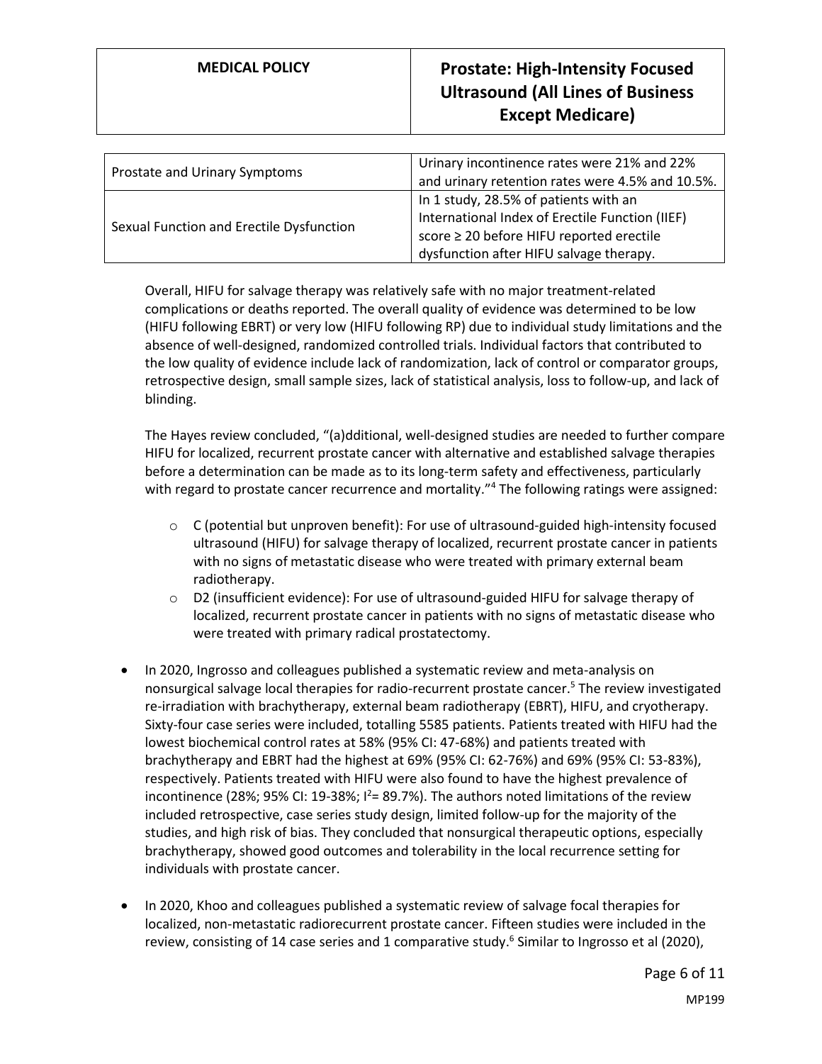| Prostate and Urinary Symptoms | Urinary incontinence rates were 21% and 22% and urinary retention rates were 4.5% and 10.5%. |
|---|---|
| Sexual Function and Erectile Dysfunction | In 1 study, 28.5% of patients with an International Index of Erectile Function (IIEF) score ≥ 20 before HIFU reported erectile dysfunction after HIFU salvage therapy. |

Overall, HIFU for salvage therapy was relatively safe with no major treatment-related complications or deaths reported. The overall quality of evidence was determined to be low (HIFU following EBRT) or very low (HIFU following RP) due to individual study limitations and the absence of well-designed, randomized controlled trials. Individual factors that contributed to the low quality of evidence include lack of randomization, lack of control or comparator groups, retrospective design, small sample sizes, lack of statistical analysis, loss to follow-up, and lack of blinding.

The Hayes review concluded, "(a)dditional, well-designed studies are needed to further compare HIFU for localized, recurrent prostate cancer with alternative and established salvage therapies before a determination can be made as to its long-term safety and effectiveness, particularly with regard to prostate cancer recurrence and mortality."[4] The following ratings were assigned:

- C (potential but unproven benefit): For use of ultrasound-guided high-intensity focused ultrasound (HIFU) for salvage therapy of localized, recurrent prostate cancer in patients with no signs of metastatic disease who were treated with primary external beam radiotherapy.
- D2 (insufficient evidence): For use of ultrasound-guided HIFU for salvage therapy of localized, recurrent prostate cancer in patients with no signs of metastatic disease who were treated with primary radical prostatectomy.

- In 2020, Ingrosso and colleagues published a systematic review and meta-analysis on nonsurgical salvage local therapies for radio-recurrent prostate cancer.[5] The review investigated re-irradiation with brachytherapy, external beam radiotherapy (EBRT), HIFU, and cryotherapy. Sixty-four case series were included, totalling 5585 patients. Patients treated with HIFU had the lowest biochemical control rates at 58% (95% CI: 47-68%) and patients treated with brachytherapy and EBRT had the highest at 69% (95% CI: 62-76%) and 69% (95% CI: 53-83%), respectively. Patients treated with HIFU were also found to have the highest prevalence of incontinence (28%; 95% CI: 19-38%; $I^2$= 89.7%). The authors noted limitations of the review included retrospective, case series study design, limited follow-up for the majority of the studies, and high risk of bias. They concluded that nonsurgical therapeutic options, especially brachytherapy, showed good outcomes and tolerability in the local recurrence setting for individuals with prostate cancer.

- In 2020, Khoo and colleagues published a systematic review of salvage focal therapies for localized, non-metastatic radiorecurrent prostate cancer. Fifteen studies were included in the review, consisting of 14 case series and 1 comparative study.[6] Similar to Ingrosso et al (2020),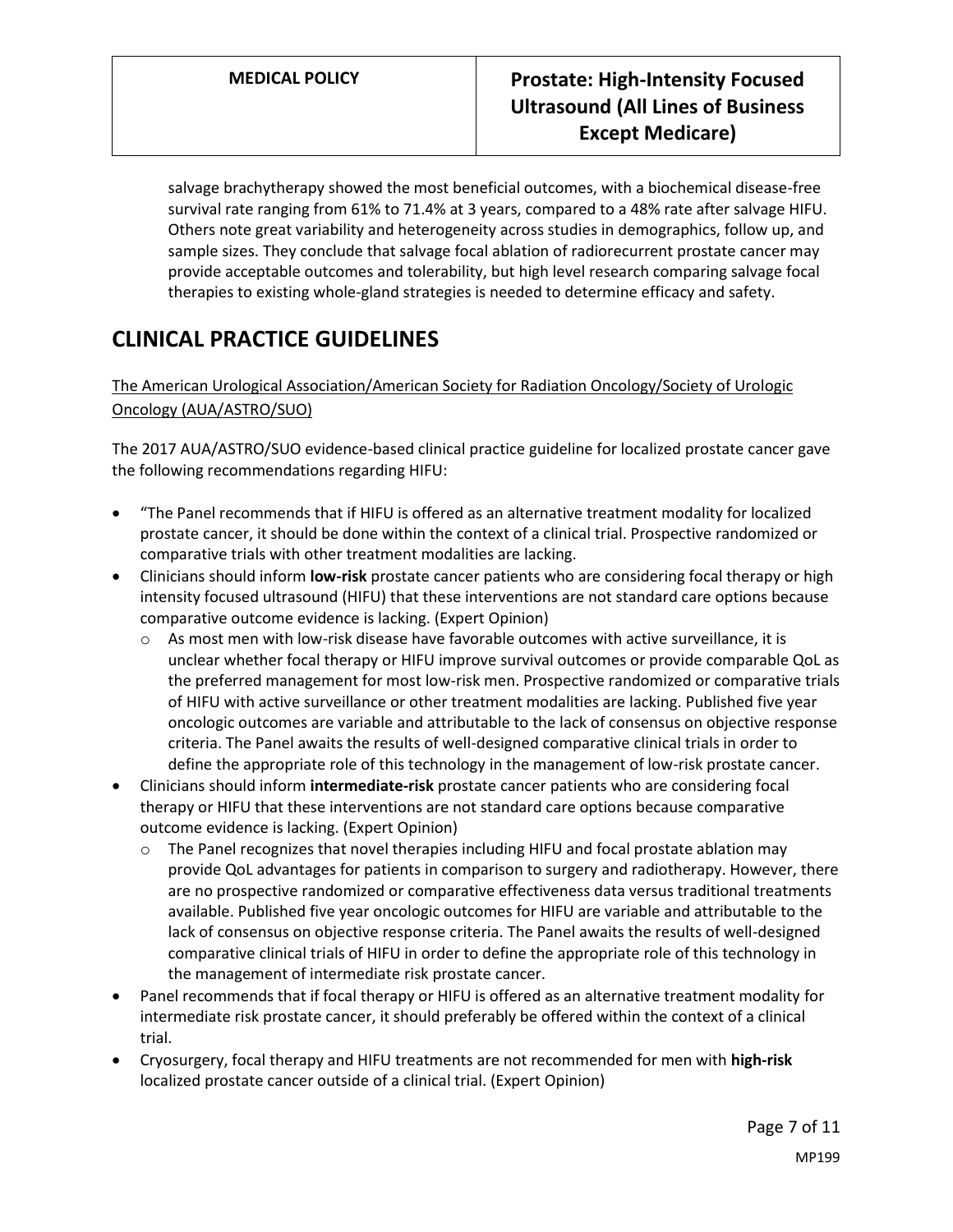salvage brachytherapy showed the most beneficial outcomes, with a biochemical disease-free survival rate ranging from 61% to 71.4% at 3 years, compared to a 48% rate after salvage HIFU. Others note great variability and heterogeneity across studies in demographics, follow up, and sample sizes. They conclude that salvage focal ablation of radiorecurrent prostate cancer may provide acceptable outcomes and tolerability, but high level research comparing salvage focal therapies to existing whole-gland strategies is needed to determine efficacy and safety.

# CLINICAL PRACTICE GUIDELINES

The American Urological Association/American Society for Radiation Oncology/Society of Urologic Oncology (AUA/ASTRO/SUO)

The 2017 AUA/ASTRO/SUO evidence-based clinical practice guideline for localized prostate cancer gave the following recommendations regarding HIFU:

- "The Panel recommends that if HIFU is offered as an alternative treatment modality for localized prostate cancer, it should be done within the context of a clinical trial. Prospective randomized or comparative trials with other treatment modalities are lacking.
- Clinicians should inform **low-risk** prostate cancer patients who are considering focal therapy or high intensity focused ultrasound (HIFU) that these interventions are not standard care options because comparative outcome evidence is lacking. (Expert Opinion)
  - As most men with low-risk disease have favorable outcomes with active surveillance, it is unclear whether focal therapy or HIFU improve survival outcomes or provide comparable QoL as the preferred management for most low-risk men. Prospective randomized or comparative trials of HIFU with active surveillance or other treatment modalities are lacking. Published five year oncologic outcomes are variable and attributable to the lack of consensus on objective response criteria. The Panel awaits the results of well-designed comparative clinical trials in order to define the appropriate role of this technology in the management of low-risk prostate cancer.
- Clinicians should inform **intermediate-risk** prostate cancer patients who are considering focal therapy or HIFU that these interventions are not standard care options because comparative outcome evidence is lacking. (Expert Opinion)
  - The Panel recognizes that novel therapies including HIFU and focal prostate ablation may provide QoL advantages for patients in comparison to surgery and radiotherapy. However, there are no prospective randomized or comparative effectiveness data versus traditional treatments available. Published five year oncologic outcomes for HIFU are variable and attributable to the lack of consensus on objective response criteria. The Panel awaits the results of well-designed comparative clinical trials of HIFU in order to define the appropriate role of this technology in the management of intermediate risk prostate cancer.
- Panel recommends that if focal therapy or HIFU is offered as an alternative treatment modality for intermediate risk prostate cancer, it should preferably be offered within the context of a clinical trial.
- Cryosurgery, focal therapy and HIFU treatments are not recommended for men with **high-risk** localized prostate cancer outside of a clinical trial. (Expert Opinion)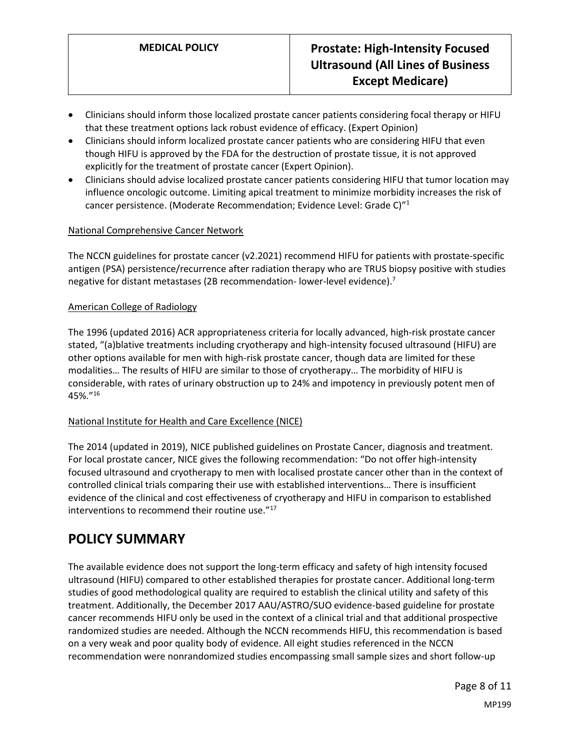- Clinicians should inform those localized prostate cancer patients considering focal therapy or HIFU that these treatment options lack robust evidence of efficacy. (Expert Opinion)
- Clinicians should inform localized prostate cancer patients who are considering HIFU that even though HIFU is approved by the FDA for the destruction of prostate tissue, it is not approved explicitly for the treatment of prostate cancer (Expert Opinion).
- Clinicians should advise localized prostate cancer patients considering HIFU that tumor location may influence oncologic outcome. Limiting apical treatment to minimize morbidity increases the risk of cancer persistence. (Moderate Recommendation; Evidence Level: Grade C)"[1]

National Comprehensive Cancer Network

The NCCN guidelines for prostate cancer (v2.2021) recommend HIFU for patients with prostate-specific antigen (PSA) persistence/recurrence after radiation therapy who are TRUS biopsy positive with studies negative for distant metastases (2B recommendation- lower-level evidence).[7]

American College of Radiology

The 1996 (updated 2016) ACR appropriateness criteria for locally advanced, high-risk prostate cancer stated, "(a)blative treatments including cryotherapy and high-intensity focused ultrasound (HIFU) are other options available for men with high-risk prostate cancer, though data are limited for these modalities… The results of HIFU are similar to those of cryotherapy… The morbidity of HIFU is considerable, with rates of urinary obstruction up to 24% and impotency in previously potent men of 45%."[16]

National Institute for Health and Care Excellence (NICE)

The 2014 (updated in 2019), NICE published guidelines on Prostate Cancer, diagnosis and treatment. For local prostate cancer, NICE gives the following recommendation: "Do not offer high-intensity focused ultrasound and cryotherapy to men with localised prostate cancer other than in the context of controlled clinical trials comparing their use with established interventions… There is insufficient evidence of the clinical and cost effectiveness of cryotherapy and HIFU in comparison to established interventions to recommend their routine use."[17]

# POLICY SUMMARY

The available evidence does not support the long-term efficacy and safety of high intensity focused ultrasound (HIFU) compared to other established therapies for prostate cancer. Additional long-term studies of good methodological quality are required to establish the clinical utility and safety of this treatment. Additionally, the December 2017 AAU/ASTRO/SUO evidence-based guideline for prostate cancer recommends HIFU only be used in the context of a clinical trial and that additional prospective randomized studies are needed. Although the NCCN recommends HIFU, this recommendation is based on a very weak and poor quality body of evidence. All eight studies referenced in the NCCN recommendation were nonrandomized studies encompassing small sample sizes and short follow-up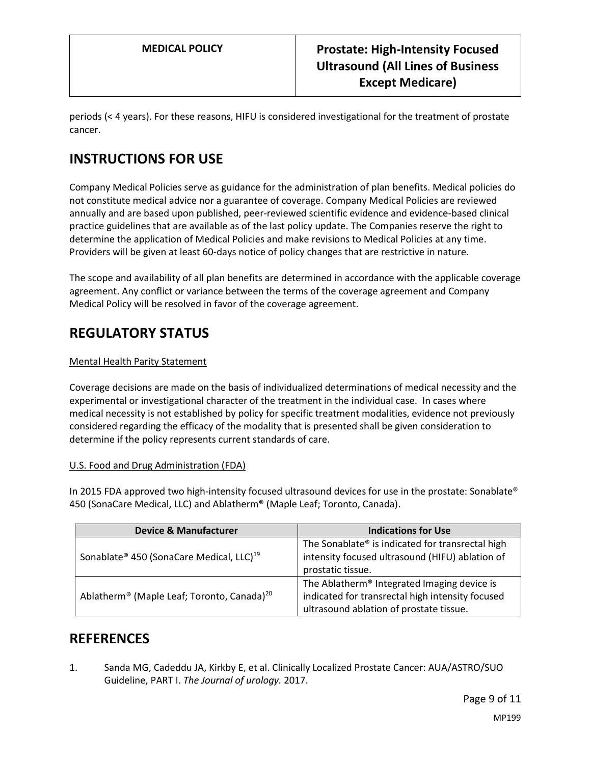periods (< 4 years). For these reasons, HIFU is considered investigational for the treatment of prostate cancer.

## INSTRUCTIONS FOR USE

Company Medical Policies serve as guidance for the administration of plan benefits. Medical policies do not constitute medical advice nor a guarantee of coverage. Company Medical Policies are reviewed annually and are based upon published, peer-reviewed scientific evidence and evidence-based clinical practice guidelines that are available as of the last policy update. The Companies reserve the right to determine the application of Medical Policies and make revisions to Medical Policies at any time. Providers will be given at least 60-days notice of policy changes that are restrictive in nature.

The scope and availability of all plan benefits are determined in accordance with the applicable coverage agreement. Any conflict or variance between the terms of the coverage agreement and Company Medical Policy will be resolved in favor of the coverage agreement.

## REGULATORY STATUS

Mental Health Parity Statement

Coverage decisions are made on the basis of individualized determinations of medical necessity and the experimental or investigational character of the treatment in the individual case. In cases where medical necessity is not established by policy for specific treatment modalities, evidence not previously considered regarding the efficacy of the modality that is presented shall be given consideration to determine if the policy represents current standards of care.

U.S. Food and Drug Administration (FDA)

In 2015 FDA approved two high-intensity focused ultrasound devices for use in the prostate: Sonablate® 450 (SonaCare Medical, LLC) and Ablatherm® (Maple Leaf; Toronto, Canada).

| Device & Manufacturer | Indications for Use |
| --- | --- |
| Sonablate® 450 (SonaCare Medical, LLC)[19] | The Sonablate® is indicated for transrectal high intensity focused ultrasound (HIFU) ablation of prostatic tissue. |
| Ablatherm® (Maple Leaf; Toronto, Canada)[20] | The Ablatherm® Integrated Imaging device is indicated for transrectal high intensity focused ultrasound ablation of prostate tissue. |

## REFERENCES

1. Sanda MG, Cadeddu JA, Kirkby E, et al. Clinically Localized Prostate Cancer: AUA/ASTRO/SUO Guideline, PART I. *The Journal of urology.* 2017.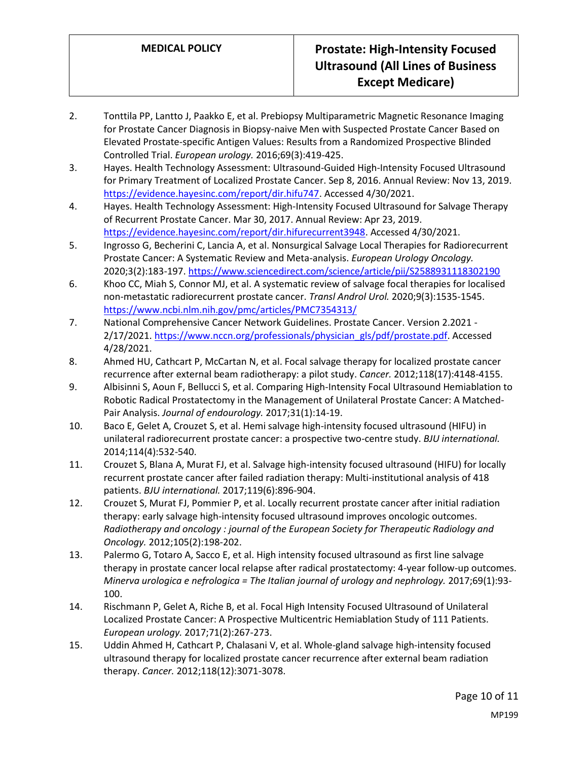2. Tonttila PP, Lantto J, Paakko E, et al. Prebiopsy Multiparametric Magnetic Resonance Imaging for Prostate Cancer Diagnosis in Biopsy-naive Men with Suspected Prostate Cancer Based on Elevated Prostate-specific Antigen Values: Results from a Randomized Prospective Blinded Controlled Trial. *European urology.* 2016;69(3):419-425.
3. Hayes. Health Technology Assessment: Ultrasound-Guided High-Intensity Focused Ultrasound for Primary Treatment of Localized Prostate Cancer. Sep 8, 2016. Annual Review: Nov 13, 2019. https://evidence.hayesinc.com/report/dir.hifu747. Accessed 4/30/2021.
4. Hayes. Health Technology Assessment: High-Intensity Focused Ultrasound for Salvage Therapy of Recurrent Prostate Cancer. Mar 30, 2017. Annual Review: Apr 23, 2019. https://evidence.hayesinc.com/report/dir.hifurecurrent3948. Accessed 4/30/2021.
5. Ingrosso G, Becherini C, Lancia A, et al. Nonsurgical Salvage Local Therapies for Radiorecurrent Prostate Cancer: A Systematic Review and Meta-analysis. *European Urology Oncology.* 2020;3(2):183-197. https://www.sciencedirect.com/science/article/pii/S2588931118302190
6. Khoo CC, Miah S, Connor MJ, et al. A systematic review of salvage focal therapies for localised non-metastatic radiorecurrent prostate cancer. *Transl Androl Urol.* 2020;9(3):1535-1545. https://www.ncbi.nlm.nih.gov/pmc/articles/PMC7354313/
7. National Comprehensive Cancer Network Guidelines. Prostate Cancer. Version 2.2021 - 2/17/2021. https://www.nccn.org/professionals/physician_gls/pdf/prostate.pdf. Accessed 4/28/2021.
8. Ahmed HU, Cathcart P, McCartan N, et al. Focal salvage therapy for localized prostate cancer recurrence after external beam radiotherapy: a pilot study. *Cancer.* 2012;118(17):4148-4155.
9. Albisinni S, Aoun F, Bellucci S, et al. Comparing High-Intensity Focal Ultrasound Hemiablation to Robotic Radical Prostatectomy in the Management of Unilateral Prostate Cancer: A Matched-Pair Analysis. *Journal of endourology.* 2017;31(1):14-19.
10. Baco E, Gelet A, Crouzet S, et al. Hemi salvage high-intensity focused ultrasound (HIFU) in unilateral radiorecurrent prostate cancer: a prospective two-centre study. *BJU international.* 2014;114(4):532-540.
11. Crouzet S, Blana A, Murat FJ, et al. Salvage high-intensity focused ultrasound (HIFU) for locally recurrent prostate cancer after failed radiation therapy: Multi-institutional analysis of 418 patients. *BJU international.* 2017;119(6):896-904.
12. Crouzet S, Murat FJ, Pommier P, et al. Locally recurrent prostate cancer after initial radiation therapy: early salvage high-intensity focused ultrasound improves oncologic outcomes. *Radiotherapy and oncology : journal of the European Society for Therapeutic Radiology and Oncology.* 2012;105(2):198-202.
13. Palermo G, Totaro A, Sacco E, et al. High intensity focused ultrasound as first line salvage therapy in prostate cancer local relapse after radical prostatectomy: 4-year follow-up outcomes. *Minerva urologica e nefrologica = The Italian journal of urology and nephrology.* 2017;69(1):93-100.
14. Rischmann P, Gelet A, Riche B, et al. Focal High Intensity Focused Ultrasound of Unilateral Localized Prostate Cancer: A Prospective Multicentric Hemiablation Study of 111 Patients. *European urology.* 2017;71(2):267-273.
15. Uddin Ahmed H, Cathcart P, Chalasani V, et al. Whole-gland salvage high-intensity focused ultrasound therapy for localized prostate cancer recurrence after external beam radiation therapy. *Cancer.* 2012;118(12):3071-3078.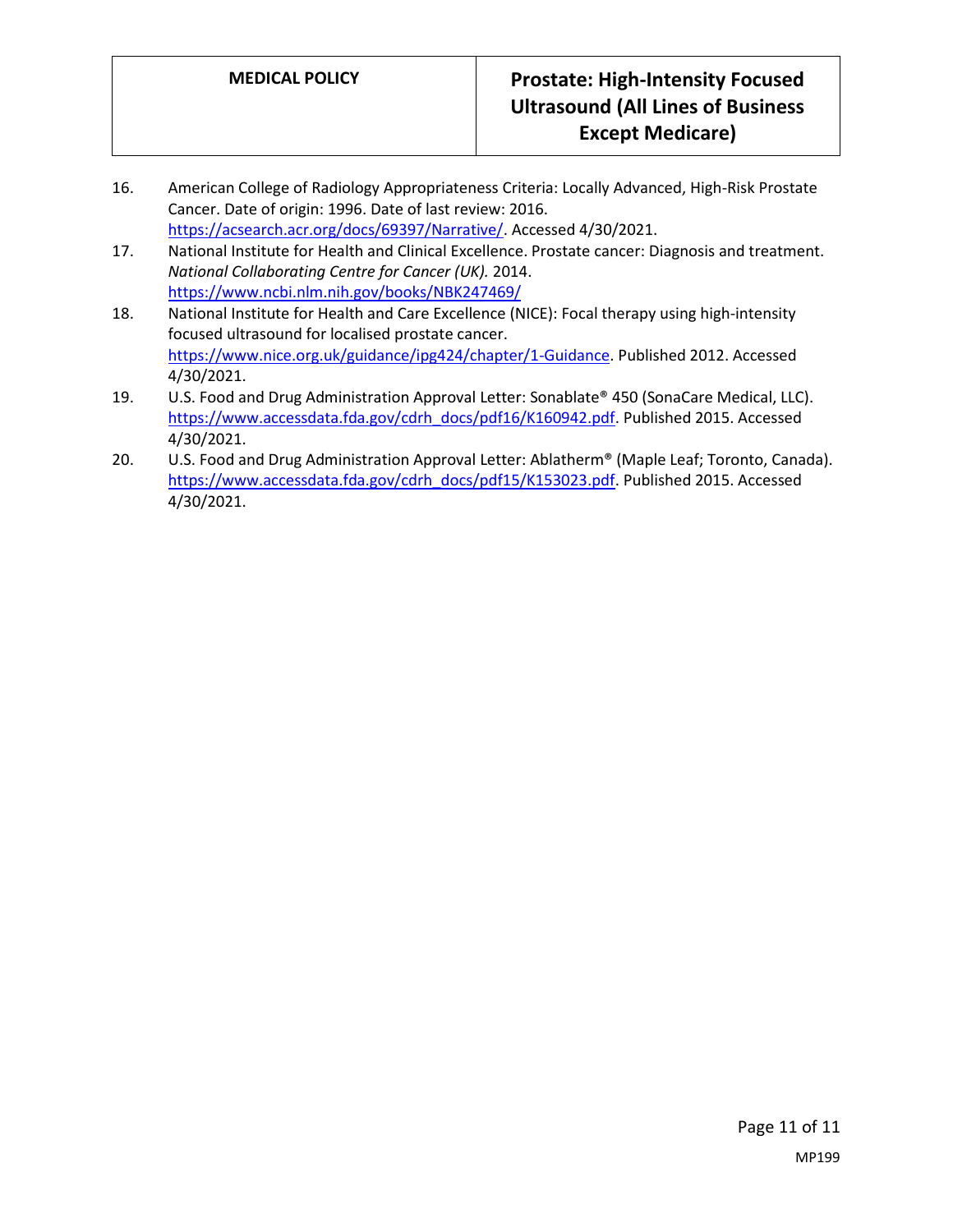16. American College of Radiology Appropriateness Criteria: Locally Advanced, High-Risk Prostate Cancer. Date of origin: 1996. Date of last review: 2016. https://acsearch.acr.org/docs/69397/Narrative/. Accessed 4/30/2021.
17. National Institute for Health and Clinical Excellence. Prostate cancer: Diagnosis and treatment. *National Collaborating Centre for Cancer (UK).* 2014. https://www.ncbi.nlm.nih.gov/books/NBK247469/
18. National Institute for Health and Care Excellence (NICE): Focal therapy using high-intensity focused ultrasound for localised prostate cancer. https://www.nice.org.uk/guidance/ipg424/chapter/1-Guidance. Published 2012. Accessed 4/30/2021.
19. U.S. Food and Drug Administration Approval Letter: Sonablate® 450 (SonaCare Medical, LLC). https://www.accessdata.fda.gov/cdrh_docs/pdf16/K160942.pdf. Published 2015. Accessed 4/30/2021.
20. U.S. Food and Drug Administration Approval Letter: Ablatherm® (Maple Leaf; Toronto, Canada). https://www.accessdata.fda.gov/cdrh_docs/pdf15/K153023.pdf. Published 2015. Accessed 4/30/2021.